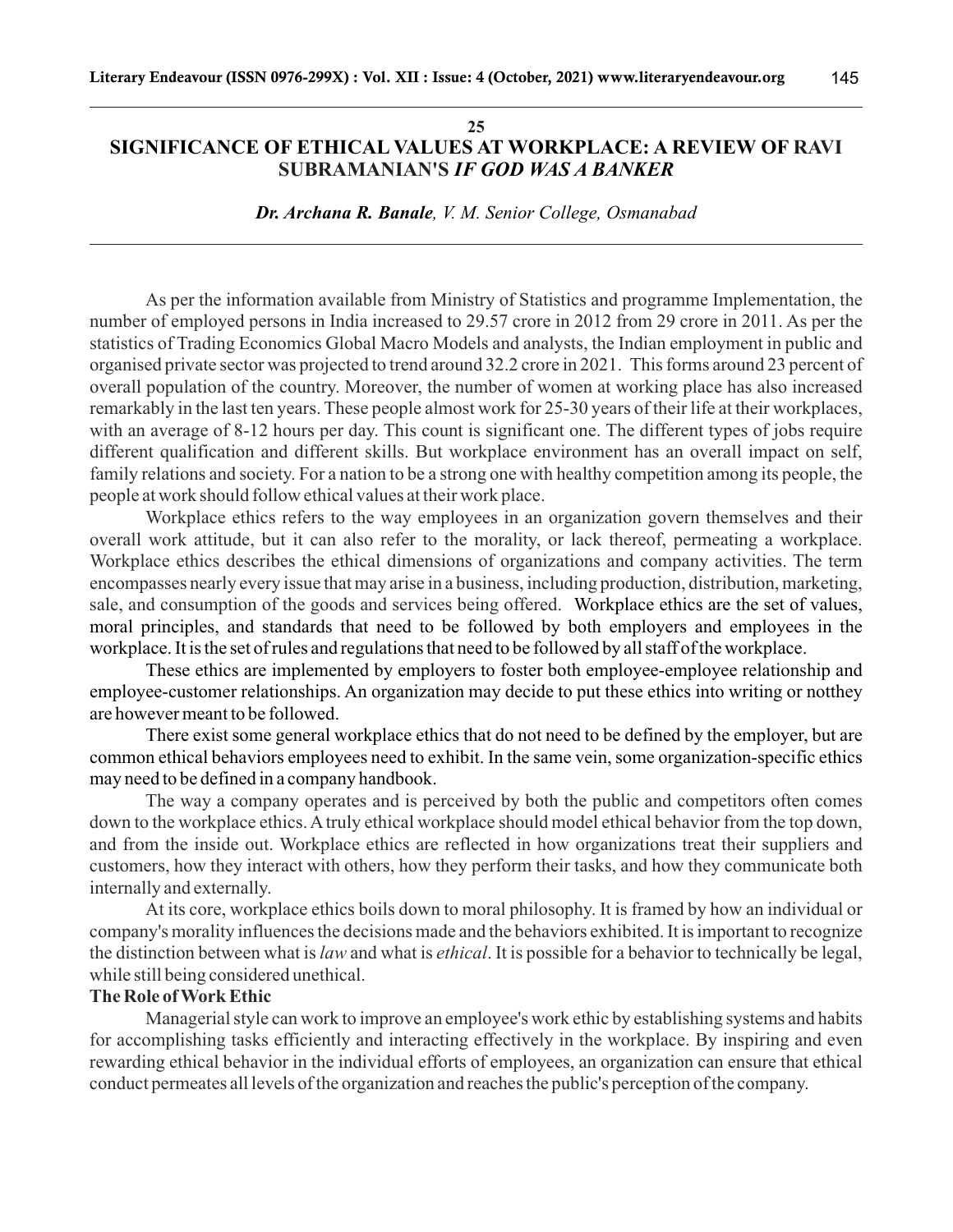25

# SIGNIFICANCE OF ETHICAL VALUES AT WORKPLACE: A REVIEW OF RAVI SUBRAMANIAN'S *IF GOD WAS A BANKER*

***Dr. Archana R. Banale**, V. M. Senior College, Osmanabad*

As per the information available from Ministry of Statistics and programme Implementation, the number of employed persons in India increased to 29.57 crore in 2012 from 29 crore in 2011. As per the statistics of Trading Economics Global Macro Models and analysts, the Indian employment in public and organised private sector was projected to trend around 32.2 crore in 2021. This forms around 23 percent of overall population of the country. Moreover, the number of women at working place has also increased remarkably in the last ten years. These people almost work for 25-30 years of their life at their workplaces, with an average of 8-12 hours per day. This count is significant one. The different types of jobs require different qualification and different skills. But workplace environment has an overall impact on self, family relations and society. For a nation to be a strong one with healthy competition among its people, the people at work should follow ethical values at their work place.

Workplace ethics refers to the way employees in an organization govern themselves and their overall work attitude, but it can also refer to the morality, or lack thereof, permeating a workplace. Workplace ethics describes the ethical dimensions of organizations and company activities. The term encompasses nearly every issue that may arise in a business, including production, distribution, marketing, sale, and consumption of the goods and services being offered. Workplace ethics are the set of values, moral principles, and standards that need to be followed by both employers and employees in the workplace. It is the set of rules and regulations that need to be followed by all staff of the workplace.

These ethics are implemented by employers to foster both employee-employee relationship and employee-customer relationships. An organization may decide to put these ethics into writing or notthey are however meant to be followed.

There exist some general workplace ethics that do not need to be defined by the employer, but are common ethical behaviors employees need to exhibit. In the same vein, some organization-specific ethics may need to be defined in a company handbook.

The way a company operates and is perceived by both the public and competitors often comes down to the workplace ethics. A truly ethical workplace should model ethical behavior from the top down, and from the inside out. Workplace ethics are reflected in how organizations treat their suppliers and customers, how they interact with others, how they perform their tasks, and how they communicate both internally and externally.

At its core, workplace ethics boils down to moral philosophy. It is framed by how an individual or company's morality influences the decisions made and the behaviors exhibited. It is important to recognize the distinction between what is *law* and what is *ethical*. It is possible for a behavior to technically be legal, while still being considered unethical.

**The Role of Work Ethic**

Managerial style can work to improve an employee's work ethic by establishing systems and habits for accomplishing tasks efficiently and interacting effectively in the workplace. By inspiring and even rewarding ethical behavior in the individual efforts of employees, an organization can ensure that ethical conduct permeates all levels of the organization and reaches the public's perception of the company.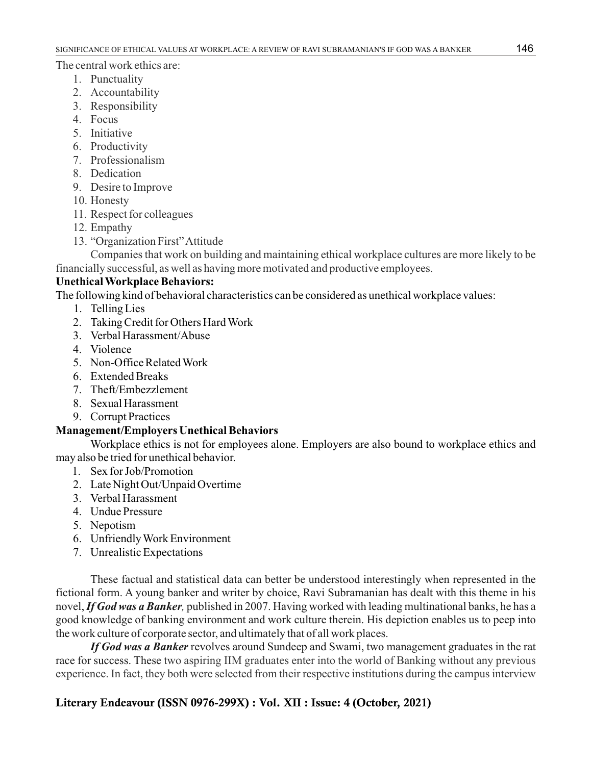The central work ethics are:

1. Punctuality
2. Accountability
3. Responsibility
4. Focus
5. Initiative
6. Productivity
7. Professionalism
8. Dedication
9. Desire to Improve
10. Honesty
11. Respect for colleagues
12. Empathy
13. "Organization First" Attitude

Companies that work on building and maintaining ethical workplace cultures are more likely to be financially successful, as well as having more motivated and productive employees.

**Unethical Workplace Behaviors:**

The following kind of behavioral characteristics can be considered as unethical workplace values:

1. Telling Lies
2. Taking Credit for Others Hard Work
3. Verbal Harassment/Abuse
4. Violence
5. Non-Office Related Work
6. Extended Breaks
7. Theft/Embezzlement
8. Sexual Harassment
9. Corrupt Practices

**Management/Employers Unethical Behaviors**

Workplace ethics is not for employees alone. Employers are also bound to workplace ethics and may also be tried for unethical behavior.

1. Sex for Job/Promotion
2. Late Night Out/Unpaid Overtime
3. Verbal Harassment
4. Undue Pressure
5. Nepotism
6. Unfriendly Work Environment
7. Unrealistic Expectations

These factual and statistical data can better be understood interestingly when represented in the fictional form. A young banker and writer by choice, Ravi Subramanian has dealt with this theme in his novel, ***If God was a Banker**,* published in 2007. Having worked with leading multinational banks, he has a good knowledge of banking environment and work culture therein. His depiction enables us to peep into the work culture of corporate sector, and ultimately that of all work places.

***If God was a Banker*** revolves around Sundeep and Swami, two management graduates in the rat race for success. These two aspiring IIM graduates enter into the world of Banking without any previous experience. In fact, they both were selected from their respective institutions during the campus interview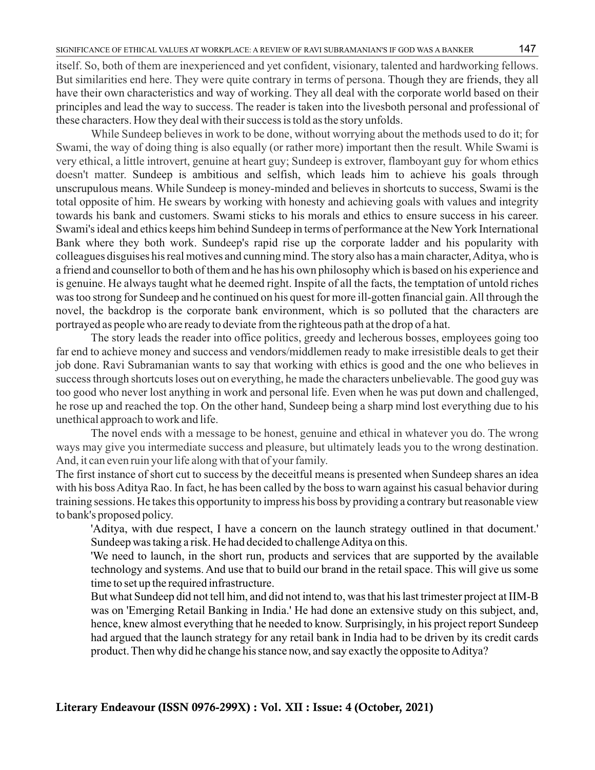itself. So, both of them are inexperienced and yet confident, visionary, talented and hardworking fellows. But similarities end here. They were quite contrary in terms of persona. Though they are friends, they all have their own characteristics and way of working. They all deal with the corporate world based on their principles and lead the way to success. The reader is taken into the livesboth personal and professional of these characters. How they deal with their success is told as the story unfolds.

While Sundeep believes in work to be done, without worrying about the methods used to do it; for Swami, the way of doing thing is also equally (or rather more) important then the result. While Swami is very ethical, a little introvert, genuine at heart guy; Sundeep is extrover, flamboyant guy for whom ethics doesn't matter. Sundeep is ambitious and selfish, which leads him to achieve his goals through unscrupulous means. While Sundeep is money-minded and believes in shortcuts to success, Swami is the total opposite of him. He swears by working with honesty and achieving goals with values and integrity towards his bank and customers. Swami sticks to his morals and ethics to ensure success in his career. Swami's ideal and ethics keeps him behind Sundeep in terms of performance at the New York International Bank where they both work. Sundeep's rapid rise up the corporate ladder and his popularity with colleagues disguises his real motives and cunning mind. The story also has a main character, Aditya, who is a friend and counsellor to both of them and he has his own philosophy which is based on his experience and is genuine. He always taught what he deemed right. Inspite of all the facts, the temptation of untold riches was too strong for Sundeep and he continued on his quest for more ill-gotten financial gain. All through the novel, the backdrop is the corporate bank environment, which is so polluted that the characters are portrayed as people who are ready to deviate from the righteous path at the drop of a hat.

The story leads the reader into office politics, greedy and lecherous bosses, employees going too far end to achieve money and success and vendors/middlemen ready to make irresistible deals to get their job done. Ravi Subramanian wants to say that working with ethics is good and the one who believes in success through shortcuts loses out on everything, he made the characters unbelievable. The good guy was too good who never lost anything in work and personal life. Even when he was put down and challenged, he rose up and reached the top. On the other hand, Sundeep being a sharp mind lost everything due to his unethical approach to work and life.

The novel ends with a message to be honest, genuine and ethical in whatever you do. The wrong ways may give you intermediate success and pleasure, but ultimately leads you to the wrong destination. And, it can even ruin your life along with that of your family.

The first instance of short cut to success by the deceitful means is presented when Sundeep shares an idea with his boss Aditya Rao. In fact, he has been called by the boss to warn against his casual behavior during training sessions. He takes this opportunity to impress his boss by providing a contrary but reasonable view to bank's proposed policy.

> 'Aditya, with due respect, I have a concern on the launch strategy outlined in that document.' Sundeep was taking a risk. He had decided to challenge Aditya on this.
>
> 'We need to launch, in the short run, products and services that are supported by the available technology and systems. And use that to build our brand in the retail space. This will give us some time to set up the required infrastructure.
>
> But what Sundeep did not tell him, and did not intend to, was that his last trimester project at IIM-B was on 'Emerging Retail Banking in India.' He had done an extensive study on this subject, and, hence, knew almost everything that he needed to know. Surprisingly, in his project report Sundeep had argued that the launch strategy for any retail bank in India had to be driven by its credit cards product. Then why did he change his stance now, and say exactly the opposite to Aditya?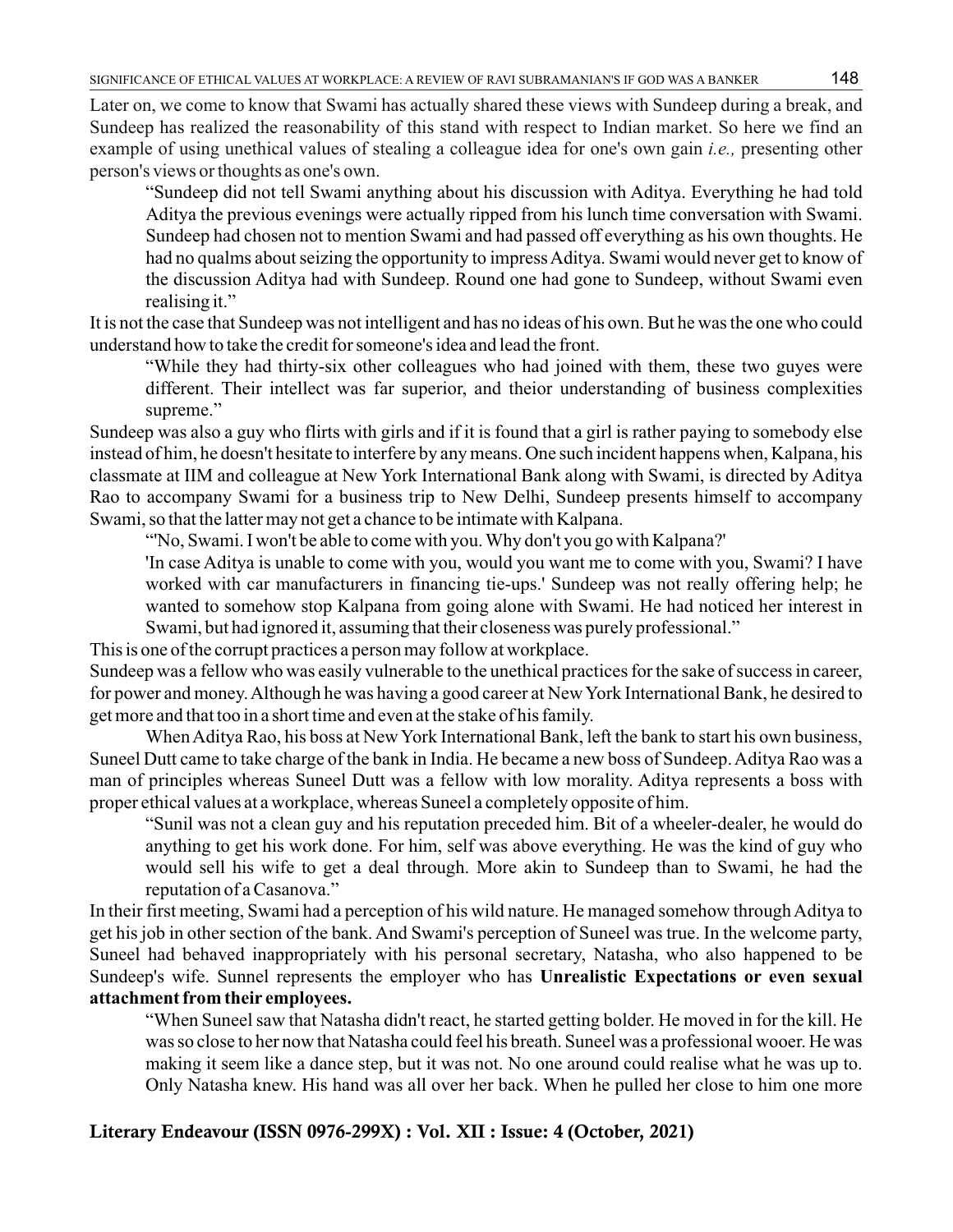Later on, we come to know that Swami has actually shared these views with Sundeep during a break, and Sundeep has realized the reasonability of this stand with respect to Indian market. So here we find an example of using unethical values of stealing a colleague idea for one's own gain *i.e.,* presenting other person's views or thoughts as one's own.

> "Sundeep did not tell Swami anything about his discussion with Aditya. Everything he had told Aditya the previous evenings were actually ripped from his lunch time conversation with Swami. Sundeep had chosen not to mention Swami and had passed off everything as his own thoughts. He had no qualms about seizing the opportunity to impress Aditya. Swami would never get to know of the discussion Aditya had with Sundeep. Round one had gone to Sundeep, without Swami even realising it."

It is not the case that Sundeep was not intelligent and has no ideas of his own. But he was the one who could understand how to take the credit for someone's idea and lead the front.

> "While they had thirty-six other colleagues who had joined with them, these two guyes were different. Their intellect was far superior, and theior understanding of business complexities supreme."

Sundeep was also a guy who flirts with girls and if it is found that a girl is rather paying to somebody else instead of him, he doesn't hesitate to interfere by any means. One such incident happens when, Kalpana, his classmate at IIM and colleague at New York International Bank along with Swami, is directed by Aditya Rao to accompany Swami for a business trip to New Delhi, Sundeep presents himself to accompany Swami, so that the latter may not get a chance to be intimate with Kalpana.

> "'No, Swami. I won't be able to come with you. Why don't you go with Kalpana?'
>
> 'In case Aditya is unable to come with you, would you want me to come with you, Swami? I have worked with car manufacturers in financing tie-ups.' Sundeep was not really offering help; he wanted to somehow stop Kalpana from going alone with Swami. He had noticed her interest in Swami, but had ignored it, assuming that their closeness was purely professional."

This is one of the corrupt practices a person may follow at workplace.

Sundeep was a fellow who was easily vulnerable to the unethical practices for the sake of success in career, for power and money. Although he was having a good career at New York International Bank, he desired to get more and that too in a short time and even at the stake of his family.

When Aditya Rao, his boss at New York International Bank, left the bank to start his own business, Suneel Dutt came to take charge of the bank in India. He became a new boss of Sundeep. Aditya Rao was a man of principles whereas Suneel Dutt was a fellow with low morality. Aditya represents a boss with proper ethical values at a workplace, whereas Suneel a completely opposite of him.

> "Sunil was not a clean guy and his reputation preceded him. Bit of a wheeler-dealer, he would do anything to get his work done. For him, self was above everything. He was the kind of guy who would sell his wife to get a deal through. More akin to Sundeep than to Swami, he had the reputation of a Casanova."

In their first meeting, Swami had a perception of his wild nature. He managed somehow through Aditya to get his job in other section of the bank. And Swami's perception of Suneel was true. In the welcome party, Suneel had behaved inappropriately with his personal secretary, Natasha, who also happened to be Sundeep's wife. Sunnel represents the employer who has **Unrealistic Expectations or even sexual attachment from their employees.**

> "When Suneel saw that Natasha didn't react, he started getting bolder. He moved in for the kill. He was so close to her now that Natasha could feel his breath. Suneel was a professional wooer. He was making it seem like a dance step, but it was not. No one around could realise what he was up to. Only Natasha knew. His hand was all over her back. When he pulled her close to him one more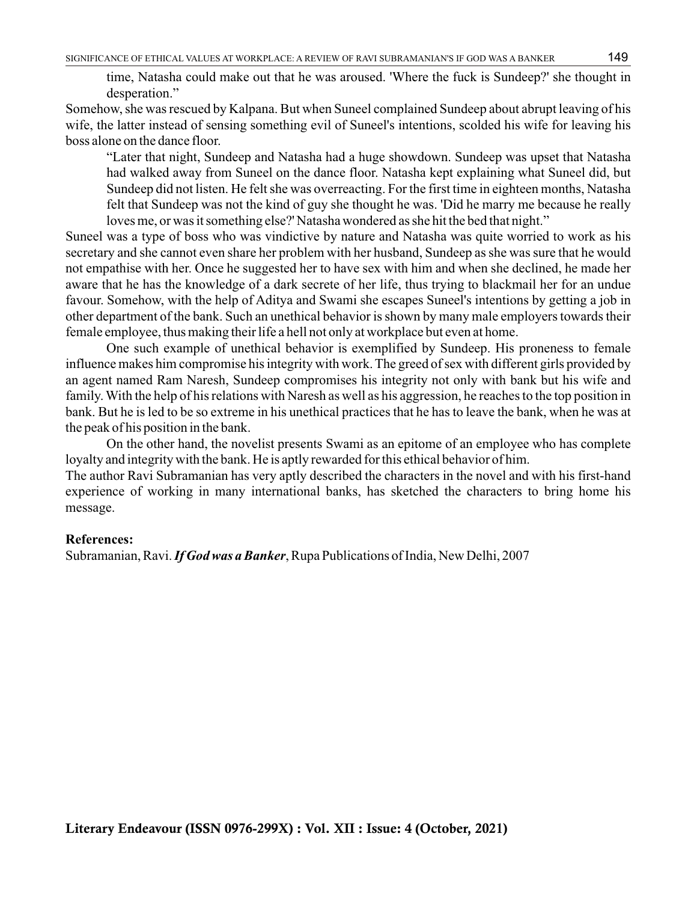> time, Natasha could make out that he was aroused. 'Where the fuck is Sundeep?' she thought in desperation."

Somehow, she was rescued by Kalpana. But when Suneel complained Sundeep about abrupt leaving of his wife, the latter instead of sensing something evil of Suneel's intentions, scolded his wife for leaving his boss alone on the dance floor.

> "Later that night, Sundeep and Natasha had a huge showdown. Sundeep was upset that Natasha had walked away from Suneel on the dance floor. Natasha kept explaining what Suneel did, but Sundeep did not listen. He felt she was overreacting. For the first time in eighteen months, Natasha felt that Sundeep was not the kind of guy she thought he was. 'Did he marry me because he really loves me, or was it something else?' Natasha wondered as she hit the bed that night."

Suneel was a type of boss who was vindictive by nature and Natasha was quite worried to work as his secretary and she cannot even share her problem with her husband, Sundeep as she was sure that he would not empathise with her. Once he suggested her to have sex with him and when she declined, he made her aware that he has the knowledge of a dark secrete of her life, thus trying to blackmail her for an undue favour. Somehow, with the help of Aditya and Swami she escapes Suneel's intentions by getting a job in other department of the bank. Such an unethical behavior is shown by many male employers towards their female employee, thus making their life a hell not only at workplace but even at home.

One such example of unethical behavior is exemplified by Sundeep. His proneness to female influence makes him compromise his integrity with work. The greed of sex with different girls provided by an agent named Ram Naresh, Sundeep compromises his integrity not only with bank but his wife and family. With the help of his relations with Naresh as well as his aggression, he reaches to the top position in bank. But he is led to be so extreme in his unethical practices that he has to leave the bank, when he was at the peak of his position in the bank.

On the other hand, the novelist presents Swami as an epitome of an employee who has complete loyalty and integrity with the bank. He is aptly rewarded for this ethical behavior of him.

The author Ravi Subramanian has very aptly described the characters in the novel and with his first-hand experience of working in many international banks, has sketched the characters to bring home his message.

**References:**

Subramanian, Ravi. ***If God was a Banker***, Rupa Publications of India, New Delhi, 2007